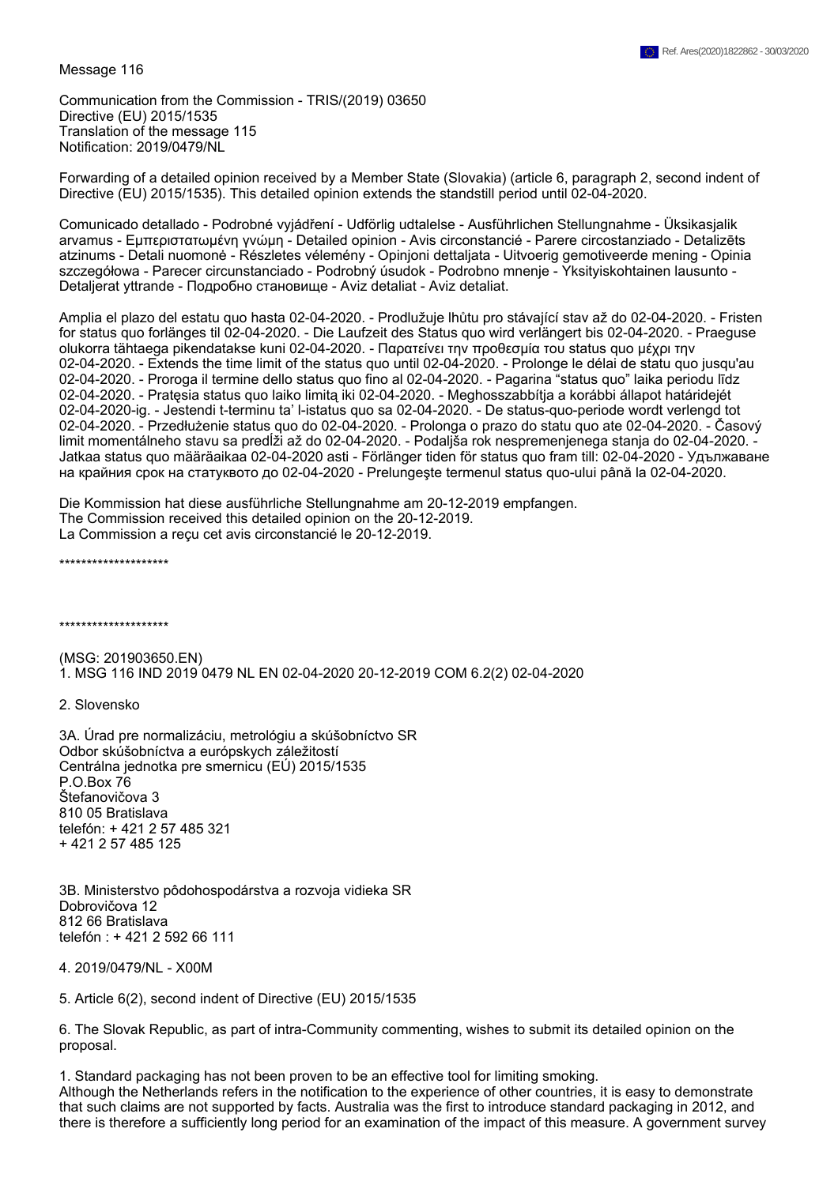Ref. Ares(2020)1822862 - 30/03/2020

Message 116

Communication from the Commission - TRIS/(2019) 03650
Directive (EU) 2015/1535
Translation of the message 115
Notification: 2019/0479/NL

Forwarding of a detailed opinion received by a Member State (Slovakia) (article 6, paragraph 2, second indent of Directive (EU) 2015/1535). This detailed opinion extends the standstill period until 02-04-2020.

Comunicado detallado - Podrobné vyjádření - Udførlig udtalelse - Ausführlichen Stellungnahme - Üksikasjalik arvamus - Εμπεριστατωμένη γνώμη - Detailed opinion - Avis circonstancié - Parere circostanziado - Detalizēts atzinums - Detali nuomonė - Részletes vélemény - Opinjoni dettaljata - Uitvoerig gemotiveerde mening - Opinia szczegółowa - Parecer circunstanciado - Podrobný úsudok - Podrobno mnenje - Yksityiskohtainen lausunto - Detaljerat yttrande - Подробно становище - Aviz detaliat - Aviz detaliat.

Amplia el plazo del estatu quo hasta 02-04-2020. - Prodlužuje lhůtu pro stávající stav až do 02-04-2020. - Fristen for status quo forlænges til 02-04-2020. - Die Laufzeit des Status quo wird verlängert bis 02-04-2020. - Praeguse olukorra tähtaega pikendatakse kuni 02-04-2020. - Παρατείνει την προθεσμία του status quo μέχρι την 02-04-2020. - Extends the time limit of the status quo until 02-04-2020. - Prolonge le délai de statu quo jusqu'au 02-04-2020. - Proroga il termine dello status quo fino al 02-04-2020. - Pagarina "status quo" laika periodu līdz 02-04-2020. - Pratęsia status quo laiko limitą iki 02-04-2020. - Meghosszabbítja a korábbi állapot határidejét 02-04-2020-ig. - Jestendi t-terminu ta' l-istatus quo sa 02-04-2020. - De status-quo-periode wordt verlengd tot 02-04-2020. - Przedłużenie status quo do 02-04-2020. - Prolonga o prazo do statu quo ate 02-04-2020. - Časový limit momentálneho stavu sa predĺži až do 02-04-2020. - Podaljša rok nespremenjenega stanja do 02-04-2020. - Jatkaa status quo määräaikaa 02-04-2020 asti - Förlänger tiden för status quo fram till: 02-04-2020 - Удължаване на крайния срок на статуквото до 02-04-2020 - Prelungeşte termenul status quo-ului până la 02-04-2020.

Die Kommission hat diese ausführliche Stellungnahme am 20-12-2019 empfangen.
The Commission received this detailed opinion on the 20-12-2019.
La Commission a reçu cet avis circonstancié le 20-12-2019.

********************

********************

(MSG: 201903650.EN)
1. MSG 116 IND 2019 0479 NL EN 02-04-2020 20-12-2019 COM 6.2(2) 02-04-2020

2. Slovensko

3A. Úrad pre normalizáciu, metrológiu a skúšobníctvo SR
Odbor skúšobníctva a európskych záležitostí
Centrálna jednotka pre smernicu (EÚ) 2015/1535
P.O.Box 76
Štefanovičova 3
810 05 Bratislava
telefón: + 421 2 57 485 321
+ 421 2 57 485 125

3B. Ministerstvo pôdohospodárstva a rozvoja vidieka SR
Dobrovičova 12
812 66 Bratislava
telefón : + 421 2 592 66 111

4. 2019/0479/NL - X00M

5. Article 6(2), second indent of Directive (EU) 2015/1535

6. The Slovak Republic, as part of intra-Community commenting, wishes to submit its detailed opinion on the proposal.

1. Standard packaging has not been proven to be an effective tool for limiting smoking.
Although the Netherlands refers in the notification to the experience of other countries, it is easy to demonstrate that such claims are not supported by facts. Australia was the first to introduce standard packaging in 2012, and there is therefore a sufficiently long period for an examination of the impact of this measure. A government survey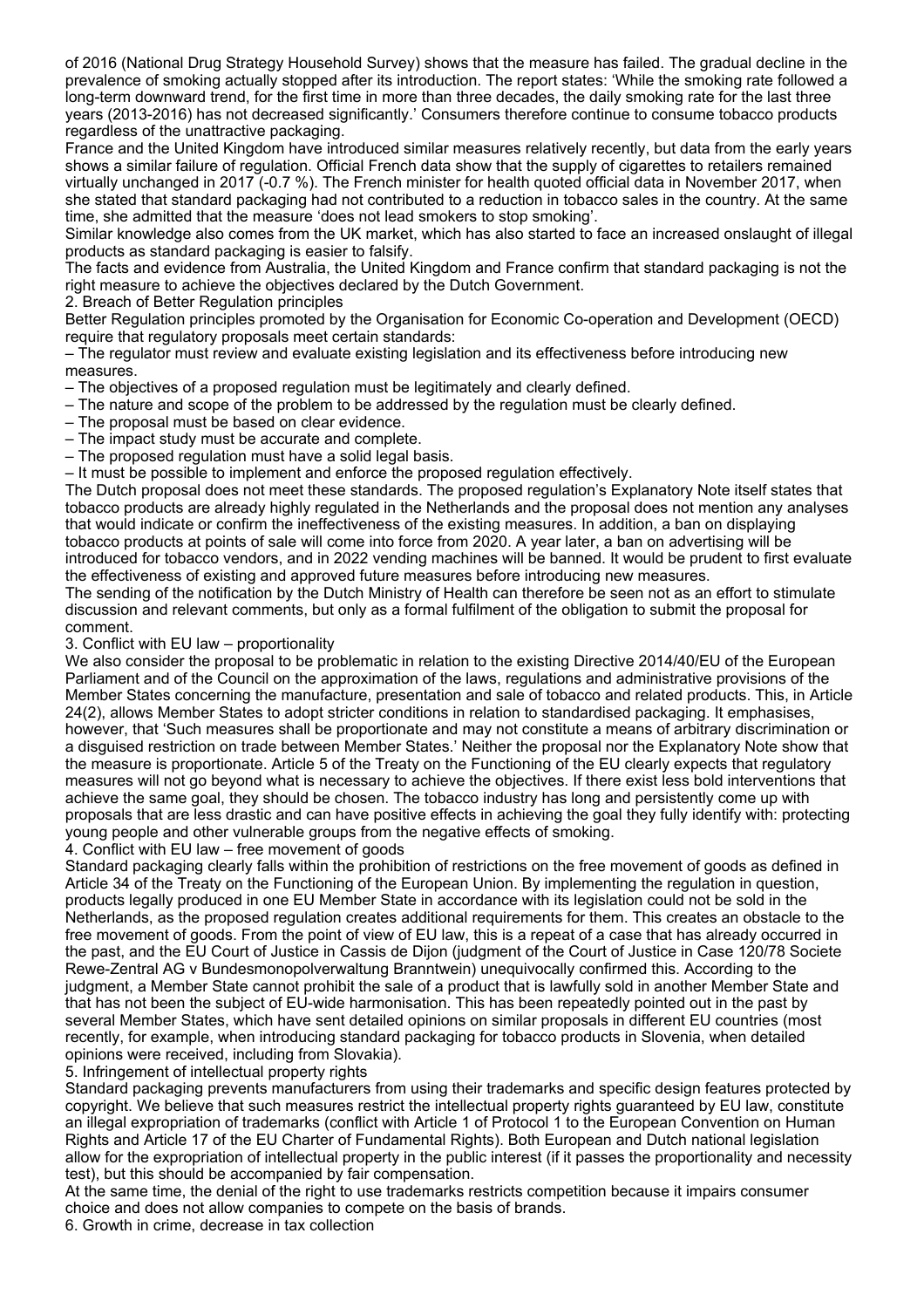of 2016 (National Drug Strategy Household Survey) shows that the measure has failed. The gradual decline in the prevalence of smoking actually stopped after its introduction. The report states: 'While the smoking rate followed a long-term downward trend, for the first time in more than three decades, the daily smoking rate for the last three years (2013-2016) has not decreased significantly.' Consumers therefore continue to consume tobacco products regardless of the unattractive packaging.

France and the United Kingdom have introduced similar measures relatively recently, but data from the early years shows a similar failure of regulation. Official French data show that the supply of cigarettes to retailers remained virtually unchanged in 2017 (-0.7 %). The French minister for health quoted official data in November 2017, when she stated that standard packaging had not contributed to a reduction in tobacco sales in the country. At the same time, she admitted that the measure 'does not lead smokers to stop smoking'.

Similar knowledge also comes from the UK market, which has also started to face an increased onslaught of illegal products as standard packaging is easier to falsify.

The facts and evidence from Australia, the United Kingdom and France confirm that standard packaging is not the right measure to achieve the objectives declared by the Dutch Government.

2. Breach of Better Regulation principles

Better Regulation principles promoted by the Organisation for Economic Co-operation and Development (OECD) require that regulatory proposals meet certain standards:

– The regulator must review and evaluate existing legislation and its effectiveness before introducing new measures.
– The objectives of a proposed regulation must be legitimately and clearly defined.
– The nature and scope of the problem to be addressed by the regulation must be clearly defined.
– The proposal must be based on clear evidence.
– The impact study must be accurate and complete.
– The proposed regulation must have a solid legal basis.
– It must be possible to implement and enforce the proposed regulation effectively.

The Dutch proposal does not meet these standards. The proposed regulation's Explanatory Note itself states that tobacco products are already highly regulated in the Netherlands and the proposal does not mention any analyses that would indicate or confirm the ineffectiveness of the existing measures. In addition, a ban on displaying tobacco products at points of sale will come into force from 2020. A year later, a ban on advertising will be introduced for tobacco vendors, and in 2022 vending machines will be banned. It would be prudent to first evaluate the effectiveness of existing and approved future measures before introducing new measures.

The sending of the notification by the Dutch Ministry of Health can therefore be seen not as an effort to stimulate discussion and relevant comments, but only as a formal fulfilment of the obligation to submit the proposal for comment.

3. Conflict with EU law – proportionality

We also consider the proposal to be problematic in relation to the existing Directive 2014/40/EU of the European Parliament and of the Council on the approximation of the laws, regulations and administrative provisions of the Member States concerning the manufacture, presentation and sale of tobacco and related products. This, in Article 24(2), allows Member States to adopt stricter conditions in relation to standardised packaging. It emphasises, however, that 'Such measures shall be proportionate and may not constitute a means of arbitrary discrimination or a disguised restriction on trade between Member States.' Neither the proposal nor the Explanatory Note show that the measure is proportionate. Article 5 of the Treaty on the Functioning of the EU clearly expects that regulatory measures will not go beyond what is necessary to achieve the objectives. If there exist less bold interventions that achieve the same goal, they should be chosen. The tobacco industry has long and persistently come up with proposals that are less drastic and can have positive effects in achieving the goal they fully identify with: protecting young people and other vulnerable groups from the negative effects of smoking.

4. Conflict with EU law – free movement of goods

Standard packaging clearly falls within the prohibition of restrictions on the free movement of goods as defined in Article 34 of the Treaty on the Functioning of the European Union. By implementing the regulation in question, products legally produced in one EU Member State in accordance with its legislation could not be sold in the Netherlands, as the proposed regulation creates additional requirements for them. This creates an obstacle to the free movement of goods. From the point of view of EU law, this is a repeat of a case that has already occurred in the past, and the EU Court of Justice in Cassis de Dijon (judgment of the Court of Justice in Case 120/78 Societe Rewe-Zentral AG v Bundesmonopolverwaltung Branntwein) unequivocally confirmed this. According to the judgment, a Member State cannot prohibit the sale of a product that is lawfully sold in another Member State and that has not been the subject of EU-wide harmonisation. This has been repeatedly pointed out in the past by several Member States, which have sent detailed opinions on similar proposals in different EU countries (most recently, for example, when introducing standard packaging for tobacco products in Slovenia, when detailed opinions were received, including from Slovakia).

5. Infringement of intellectual property rights

Standard packaging prevents manufacturers from using their trademarks and specific design features protected by copyright. We believe that such measures restrict the intellectual property rights guaranteed by EU law, constitute an illegal expropriation of trademarks (conflict with Article 1 of Protocol 1 to the European Convention on Human Rights and Article 17 of the EU Charter of Fundamental Rights). Both European and Dutch national legislation allow for the expropriation of intellectual property in the public interest (if it passes the proportionality and necessity test), but this should be accompanied by fair compensation.

At the same time, the denial of the right to use trademarks restricts competition because it impairs consumer choice and does not allow companies to compete on the basis of brands.

6. Growth in crime, decrease in tax collection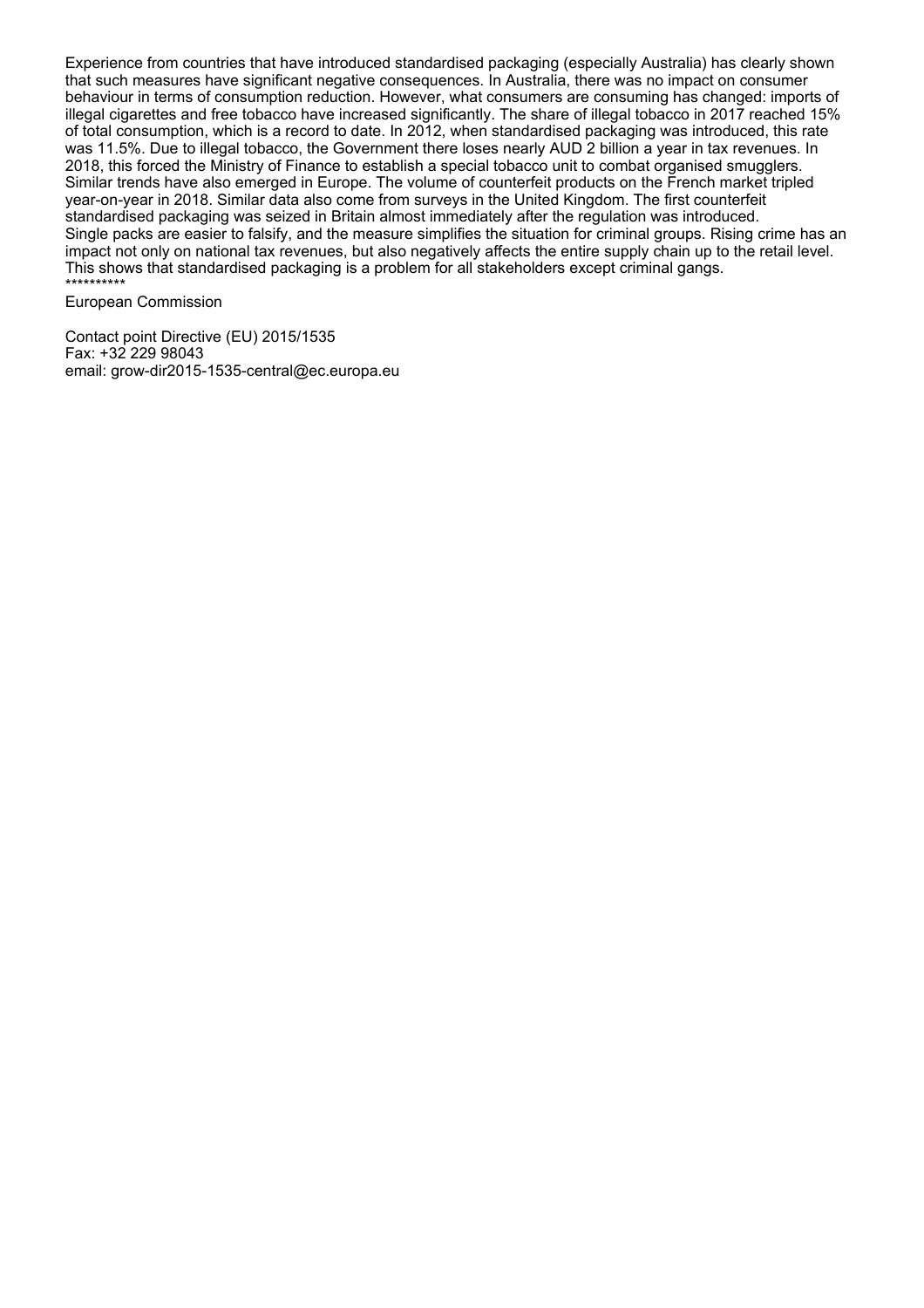Experience from countries that have introduced standardised packaging (especially Australia) has clearly shown that such measures have significant negative consequences. In Australia, there was no impact on consumer behaviour in terms of consumption reduction. However, what consumers are consuming has changed: imports of illegal cigarettes and free tobacco have increased significantly. The share of illegal tobacco in 2017 reached 15% of total consumption, which is a record to date. In 2012, when standardised packaging was introduced, this rate was 11.5%. Due to illegal tobacco, the Government there loses nearly AUD 2 billion a year in tax revenues. In 2018, this forced the Ministry of Finance to establish a special tobacco unit to combat organised smugglers. Similar trends have also emerged in Europe. The volume of counterfeit products on the French market tripled year-on-year in 2018. Similar data also come from surveys in the United Kingdom. The first counterfeit standardised packaging was seized in Britain almost immediately after the regulation was introduced.
Single packs are easier to falsify, and the measure simplifies the situation for criminal groups. Rising crime has an impact not only on national tax revenues, but also negatively affects the entire supply chain up to the retail level. This shows that standardised packaging is a problem for all stakeholders except criminal gangs.
**********

European Commission

Contact point Directive (EU) 2015/1535
Fax: +32 229 98043
email: grow-dir2015-1535-central@ec.europa.eu